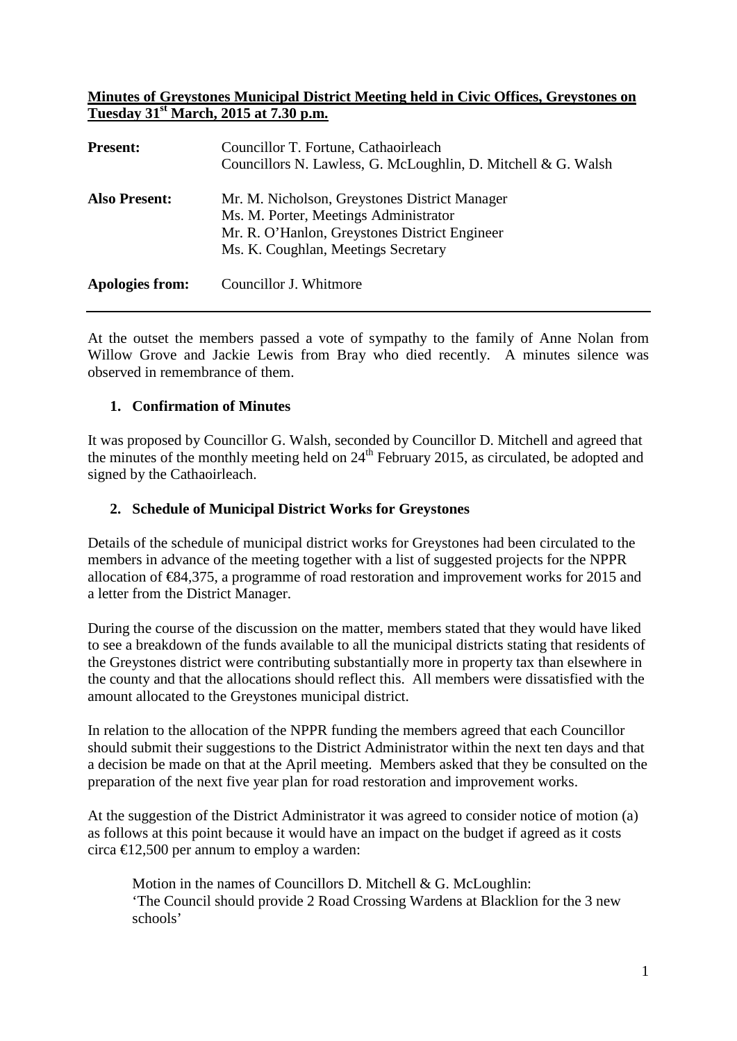**Minutes of Greystones Municipal District Meeting held in Civic Offices, Greystones on Tuesday 31st March, 2015 at 7.30 p.m.**

| | |
|---|---|
| **Present:** | Councillor T. Fortune, Cathaoirleach<br>Councillors N. Lawless, G. McLoughlin, D. Mitchell & G. Walsh |
| **Also Present:** | Mr. M. Nicholson, Greystones District Manager<br>Ms. M. Porter, Meetings Administrator<br>Mr. R. O'Hanlon, Greystones District Engineer<br>Ms. K. Coughlan, Meetings Secretary |
| **Apologies from:** | Councillor J. Whitmore |

---

At the outset the members passed a vote of sympathy to the family of Anne Nolan from Willow Grove and Jackie Lewis from Bray who died recently. A minutes silence was observed in remembrance of them.

## 1. Confirmation of Minutes

It was proposed by Councillor G. Walsh, seconded by Councillor D. Mitchell and agreed that the minutes of the monthly meeting held on 24th February 2015, as circulated, be adopted and signed by the Cathaoirleach.

## 2. Schedule of Municipal District Works for Greystones

Details of the schedule of municipal district works for Greystones had been circulated to the members in advance of the meeting together with a list of suggested projects for the NPPR allocation of €84,375, a programme of road restoration and improvement works for 2015 and a letter from the District Manager.

During the course of the discussion on the matter, members stated that they would have liked to see a breakdown of the funds available to all the municipal districts stating that residents of the Greystones district were contributing substantially more in property tax than elsewhere in the county and that the allocations should reflect this. All members were dissatisfied with the amount allocated to the Greystones municipal district.

In relation to the allocation of the NPPR funding the members agreed that each Councillor should submit their suggestions to the District Administrator within the next ten days and that a decision be made on that at the April meeting. Members asked that they be consulted on the preparation of the next five year plan for road restoration and improvement works.

At the suggestion of the District Administrator it was agreed to consider notice of motion (a) as follows at this point because it would have an impact on the budget if agreed as it costs circa €12,500 per annum to employ a warden:

> Motion in the names of Councillors D. Mitchell & G. McLoughlin:
> 'The Council should provide 2 Road Crossing Wardens at Blacklion for the 3 new schools'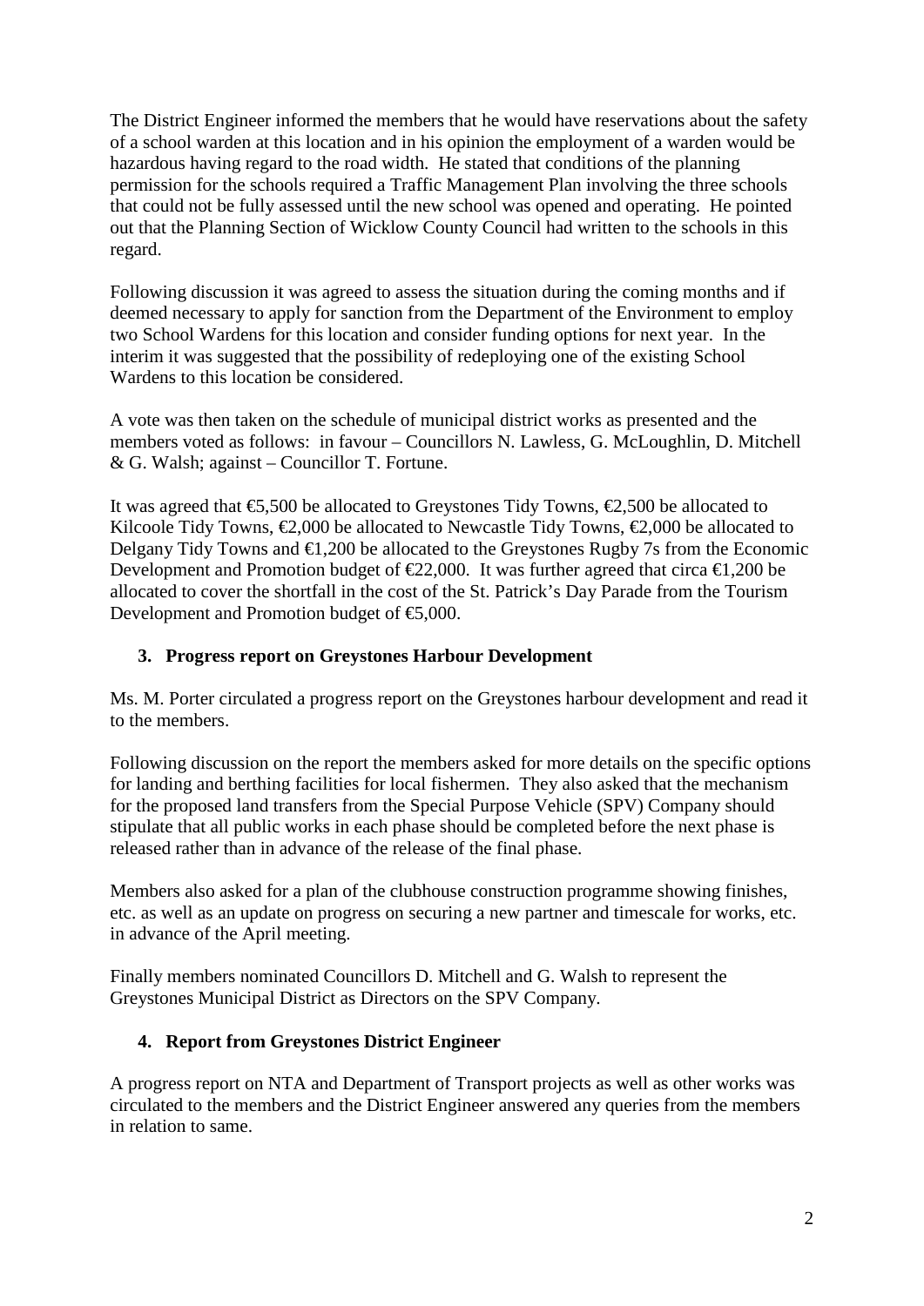The District Engineer informed the members that he would have reservations about the safety of a school warden at this location and in his opinion the employment of a warden would be hazardous having regard to the road width. He stated that conditions of the planning permission for the schools required a Traffic Management Plan involving the three schools that could not be fully assessed until the new school was opened and operating. He pointed out that the Planning Section of Wicklow County Council had written to the schools in this regard.

Following discussion it was agreed to assess the situation during the coming months and if deemed necessary to apply for sanction from the Department of the Environment to employ two School Wardens for this location and consider funding options for next year. In the interim it was suggested that the possibility of redeploying one of the existing School Wardens to this location be considered.

A vote was then taken on the schedule of municipal district works as presented and the members voted as follows: in favour – Councillors N. Lawless, G. McLoughlin, D. Mitchell & G. Walsh; against – Councillor T. Fortune.

It was agreed that €5,500 be allocated to Greystones Tidy Towns, €2,500 be allocated to Kilcoole Tidy Towns, €2,000 be allocated to Newcastle Tidy Towns, €2,000 be allocated to Delgany Tidy Towns and €1,200 be allocated to the Greystones Rugby 7s from the Economic Development and Promotion budget of €22,000. It was further agreed that circa €1,200 be allocated to cover the shortfall in the cost of the St. Patrick's Day Parade from the Tourism Development and Promotion budget of €5,000.

### 3. Progress report on Greystones Harbour Development

Ms. M. Porter circulated a progress report on the Greystones harbour development and read it to the members.

Following discussion on the report the members asked for more details on the specific options for landing and berthing facilities for local fishermen. They also asked that the mechanism for the proposed land transfers from the Special Purpose Vehicle (SPV) Company should stipulate that all public works in each phase should be completed before the next phase is released rather than in advance of the release of the final phase.

Members also asked for a plan of the clubhouse construction programme showing finishes, etc. as well as an update on progress on securing a new partner and timescale for works, etc. in advance of the April meeting.

Finally members nominated Councillors D. Mitchell and G. Walsh to represent the Greystones Municipal District as Directors on the SPV Company.

### 4. Report from Greystones District Engineer

A progress report on NTA and Department of Transport projects as well as other works was circulated to the members and the District Engineer answered any queries from the members in relation to same.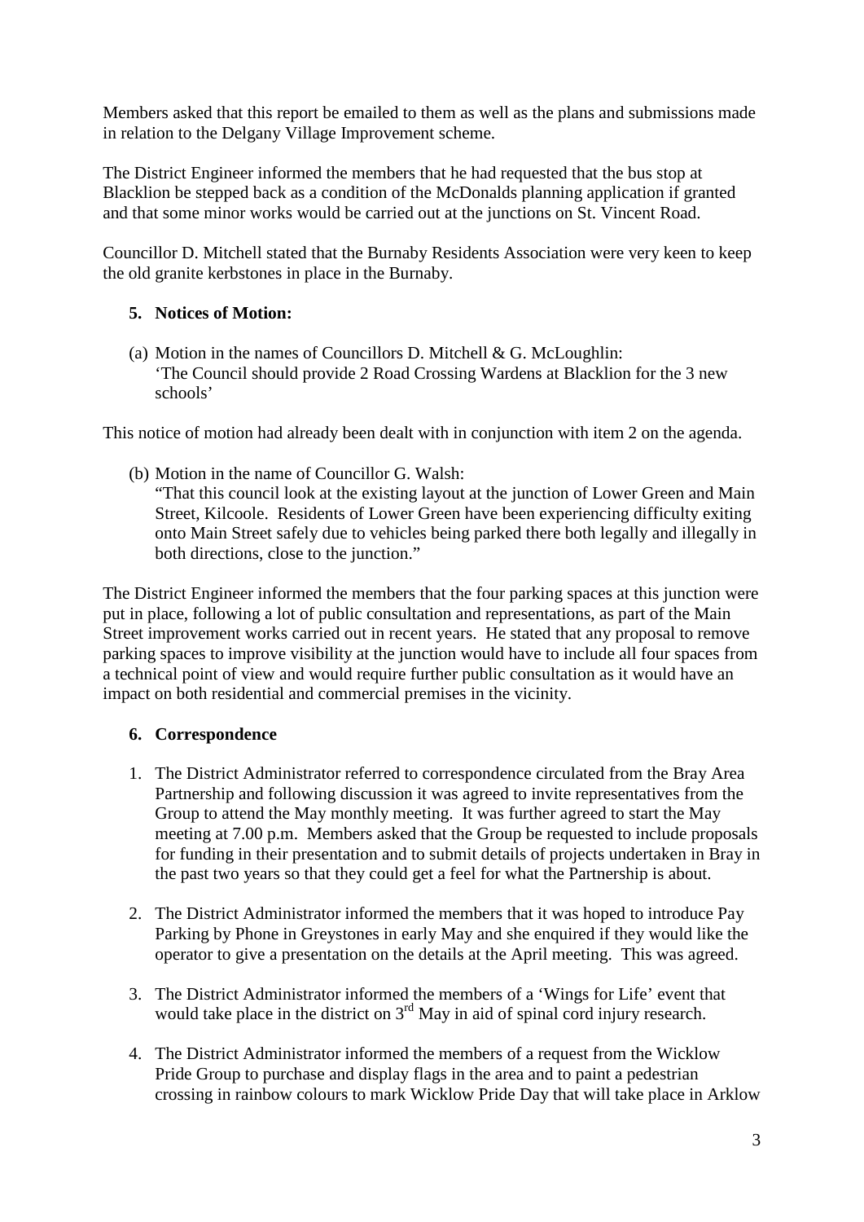Members asked that this report be emailed to them as well as the plans and submissions made in relation to the Delgany Village Improvement scheme.

The District Engineer informed the members that he had requested that the bus stop at Blacklion be stepped back as a condition of the McDonalds planning application if granted and that some minor works would be carried out at the junctions on St. Vincent Road.

Councillor D. Mitchell stated that the Burnaby Residents Association were very keen to keep the old granite kerbstones in place in the Burnaby.

5. **Notices of Motion:**

(a) Motion in the names of Councillors D. Mitchell & G. McLoughlin:
'The Council should provide 2 Road Crossing Wardens at Blacklion for the 3 new schools'

This notice of motion had already been dealt with in conjunction with item 2 on the agenda.

(b) Motion in the name of Councillor G. Walsh:
"That this council look at the existing layout at the junction of Lower Green and Main Street, Kilcoole. Residents of Lower Green have been experiencing difficulty exiting onto Main Street safely due to vehicles being parked there both legally and illegally in both directions, close to the junction."

The District Engineer informed the members that the four parking spaces at this junction were put in place, following a lot of public consultation and representations, as part of the Main Street improvement works carried out in recent years. He stated that any proposal to remove parking spaces to improve visibility at the junction would have to include all four spaces from a technical point of view and would require further public consultation as it would have an impact on both residential and commercial premises in the vicinity.

6. **Correspondence**

1. The District Administrator referred to correspondence circulated from the Bray Area Partnership and following discussion it was agreed to invite representatives from the Group to attend the May monthly meeting. It was further agreed to start the May meeting at 7.00 p.m. Members asked that the Group be requested to include proposals for funding in their presentation and to submit details of projects undertaken in Bray in the past two years so that they could get a feel for what the Partnership is about.

2. The District Administrator informed the members that it was hoped to introduce Pay Parking by Phone in Greystones in early May and she enquired if they would like the operator to give a presentation on the details at the April meeting. This was agreed.

3. The District Administrator informed the members of a 'Wings for Life' event that would take place in the district on 3rd May in aid of spinal cord injury research.

4. The District Administrator informed the members of a request from the Wicklow Pride Group to purchase and display flags in the area and to paint a pedestrian crossing in rainbow colours to mark Wicklow Pride Day that will take place in Arklow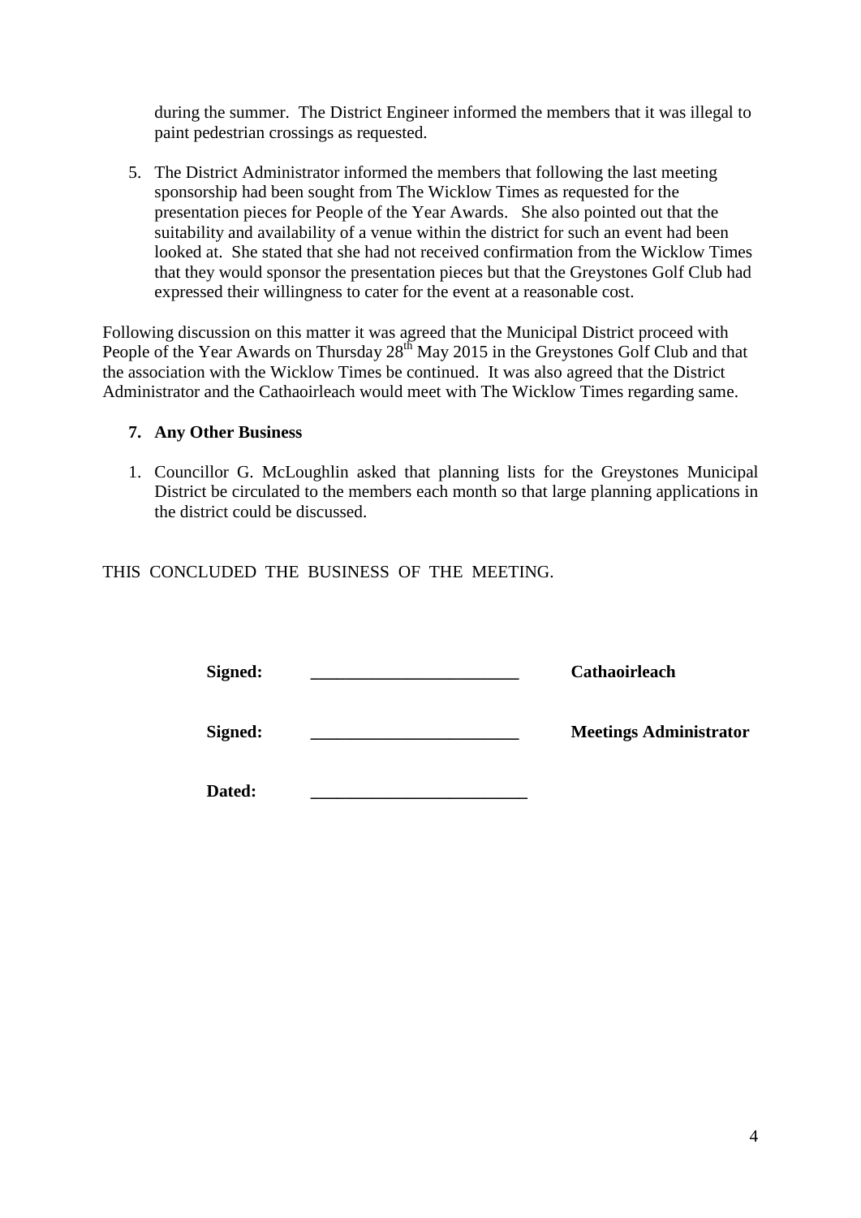during the summer. The District Engineer informed the members that it was illegal to paint pedestrian crossings as requested.

5. The District Administrator informed the members that following the last meeting sponsorship had been sought from The Wicklow Times as requested for the presentation pieces for People of the Year Awards. She also pointed out that the suitability and availability of a venue within the district for such an event had been looked at. She stated that she had not received confirmation from the Wicklow Times that they would sponsor the presentation pieces but that the Greystones Golf Club had expressed their willingness to cater for the event at a reasonable cost.

Following discussion on this matter it was agreed that the Municipal District proceed with People of the Year Awards on Thursday 28th May 2015 in the Greystones Golf Club and that the association with the Wicklow Times be continued. It was also agreed that the District Administrator and the Cathaoirleach would meet with The Wicklow Times regarding same.

**7. Any Other Business**

1. Councillor G. McLoughlin asked that planning lists for the Greystones Municipal District be circulated to the members each month so that large planning applications in the district could be discussed.

THIS CONCLUDED THE BUSINESS OF THE MEETING.

**Signed:** ________________________ **Cathaoirleach**

**Signed:** ________________________ **Meetings Administrator**

**Dated:** ________________________